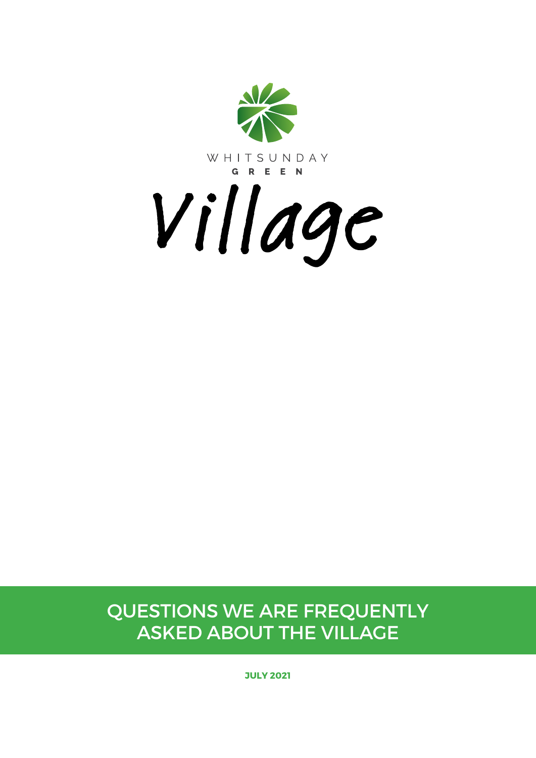WHITSUNDAY

GREEN

Village

# QUESTIONS WE ARE FREQUENTLY ASKED ABOUT THE VILLAGE

**JULY 2021**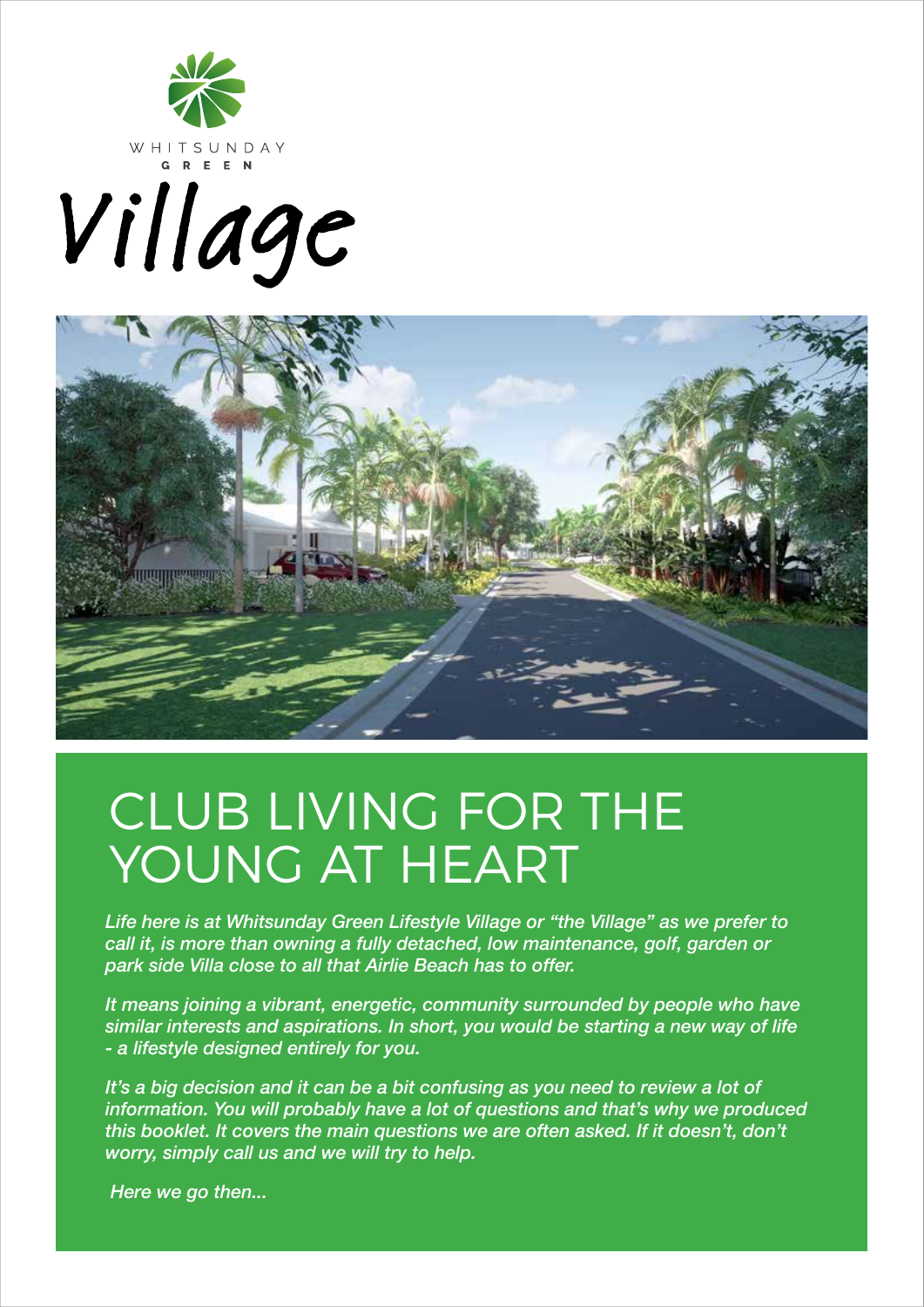WHITSUNDAY
GREEN

# Village

## CLUB LIVING FOR THE YOUNG AT HEART

*Life here is at Whitsunday Green Lifestyle Village or "the Village" as we prefer to call it, is more than owning a fully detached, low maintenance, golf, garden or park side Villa close to all that Airlie Beach has to offer.*

*It means joining a vibrant, energetic, community surrounded by people who have similar interests and aspirations. In short, you would be starting a new way of life - a lifestyle designed entirely for you.*

*It's a big decision and it can be a bit confusing as you need to review a lot of information. You will probably have a lot of questions and that's why we produced this booklet. It covers the main questions we are often asked. If it doesn't, don't worry, simply call us and we will try to help.*

*Here we go then...*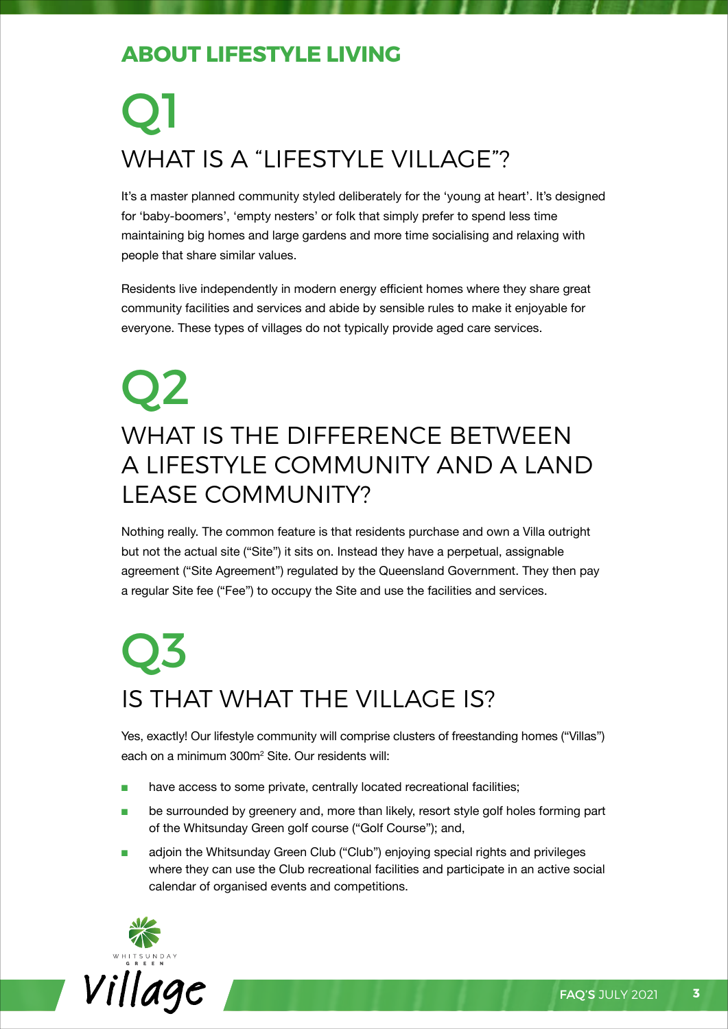## ABOUT LIFESTYLE LIVING

# Q1

## WHAT IS A “LIFESTYLE VILLAGE”?

It’s a master planned community styled deliberately for the ‘young at heart’. It’s designed for ‘baby-boomers’, ‘empty nesters’ or folk that simply prefer to spend less time maintaining big homes and large gardens and more time socialising and relaxing with people that share similar values.

Residents live independently in modern energy efficient homes where they share great community facilities and services and abide by sensible rules to make it enjoyable for everyone. These types of villages do not typically provide aged care services.

# Q2

## WHAT IS THE DIFFERENCE BETWEEN A LIFESTYLE COMMUNITY AND A LAND LEASE COMMUNITY?

Nothing really. The common feature is that residents purchase and own a Villa outright but not the actual site (“Site”) it sits on. Instead they have a perpetual, assignable agreement (“Site Agreement”) regulated by the Queensland Government. They then pay a regular Site fee (“Fee”) to occupy the Site and use the facilities and services.

# Q3

## IS THAT WHAT THE VILLAGE IS?

Yes, exactly! Our lifestyle community will comprise clusters of freestanding homes (“Villas”) each on a minimum 300m² Site. Our residents will:

- have access to some private, centrally located recreational facilities;
- be surrounded by greenery and, more than likely, resort style golf holes forming part of the Whitsunday Green golf course (“Golf Course”); and,
- adjoin the Whitsunday Green Club (“Club”) enjoying special rights and privileges where they can use the Club recreational facilities and participate in an active social calendar of organised events and competitions.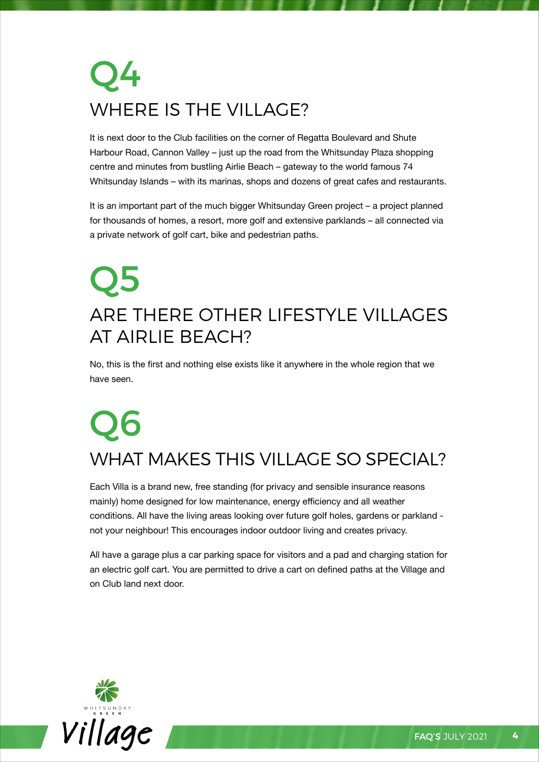# Q4

## WHERE IS THE VILLAGE?

It is next door to the Club facilities on the corner of Regatta Boulevard and Shute Harbour Road, Cannon Valley – just up the road from the Whitsunday Plaza shopping centre and minutes from bustling Airlie Beach – gateway to the world famous 74 Whitsunday Islands – with its marinas, shops and dozens of great cafes and restaurants.

It is an important part of the much bigger Whitsunday Green project – a project planned for thousands of homes, a resort, more golf and extensive parklands – all connected via a private network of golf cart, bike and pedestrian paths.

# Q5

## ARE THERE OTHER LIFESTYLE VILLAGES AT AIRLIE BEACH?

No, this is the first and nothing else exists like it anywhere in the whole region that we have seen.

# Q6

## WHAT MAKES THIS VILLAGE SO SPECIAL?

Each Villa is a brand new, free standing (for privacy and sensible insurance reasons mainly) home designed for low maintenance, energy efficiency and all weather conditions. All have the living areas looking over future golf holes, gardens or parkland - not your neighbour! This encourages indoor outdoor living and creates privacy.

All have a garage plus a car parking space for visitors and a pad and charging station for an electric golf cart. You are permitted to drive a cart on defined paths at the Village and on Club land next door.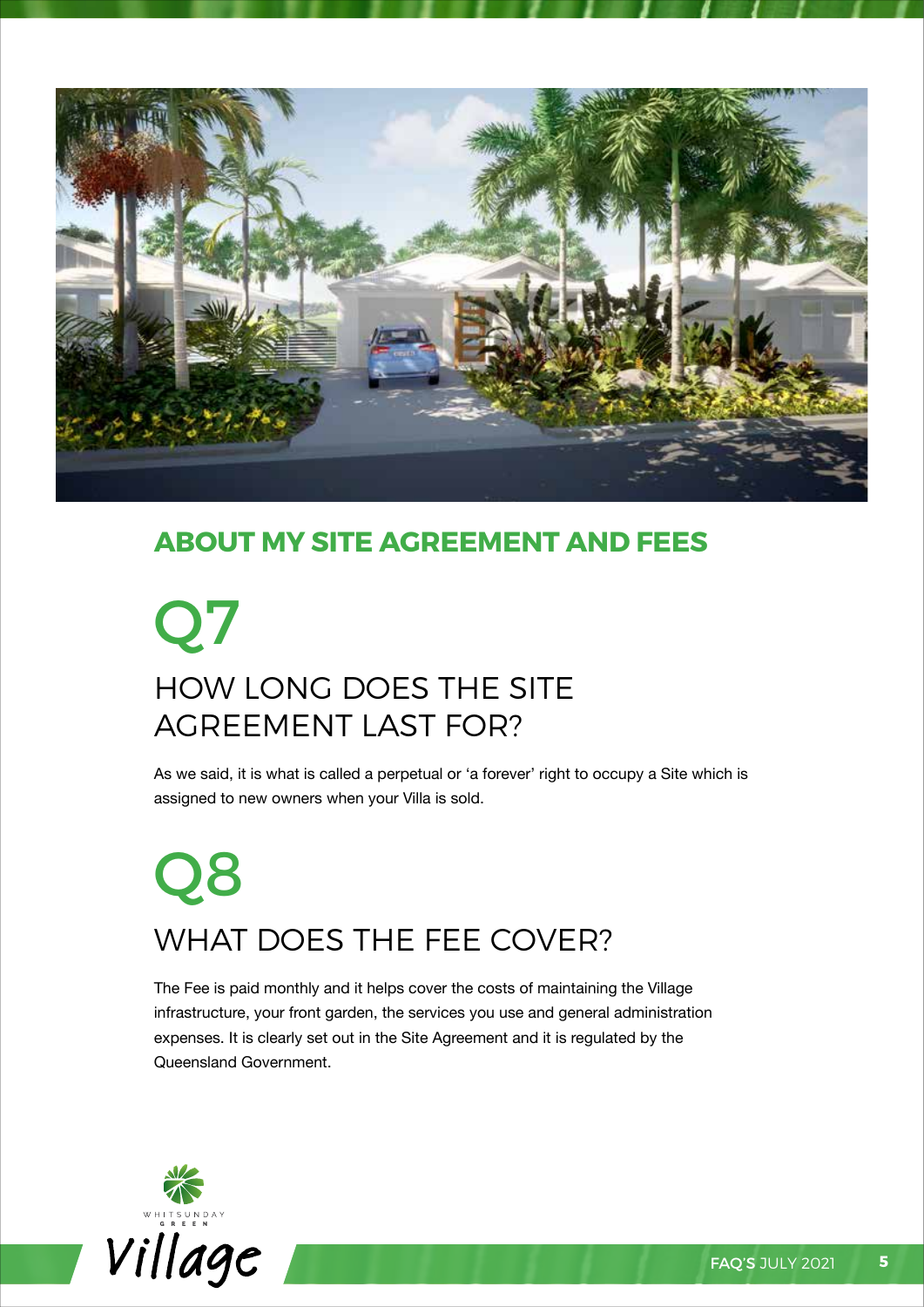## ABOUT MY SITE AGREEMENT AND FEES

# Q7

## HOW LONG DOES THE SITE AGREEMENT LAST FOR?

As we said, it is what is called a perpetual or 'a forever' right to occupy a Site which is assigned to new owners when your Villa is sold.

# Q8

## WHAT DOES THE FEE COVER?

The Fee is paid monthly and it helps cover the costs of maintaining the Village infrastructure, your front garden, the services you use and general administration expenses. It is clearly set out in the Site Agreement and it is regulated by the Queensland Government.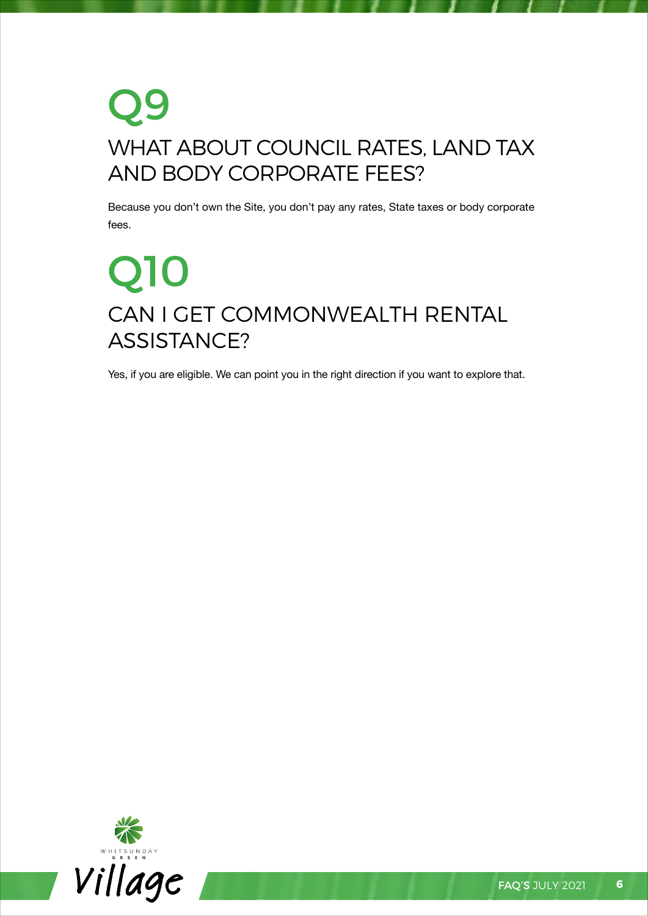# Q9

## WHAT ABOUT COUNCIL RATES, LAND TAX AND BODY CORPORATE FEES?

Because you don't own the Site, you don't pay any rates, State taxes or body corporate fees.

# Q10

## CAN I GET COMMONWEALTH RENTAL ASSISTANCE?

Yes, if you are eligible. We can point you in the right direction if you want to explore that.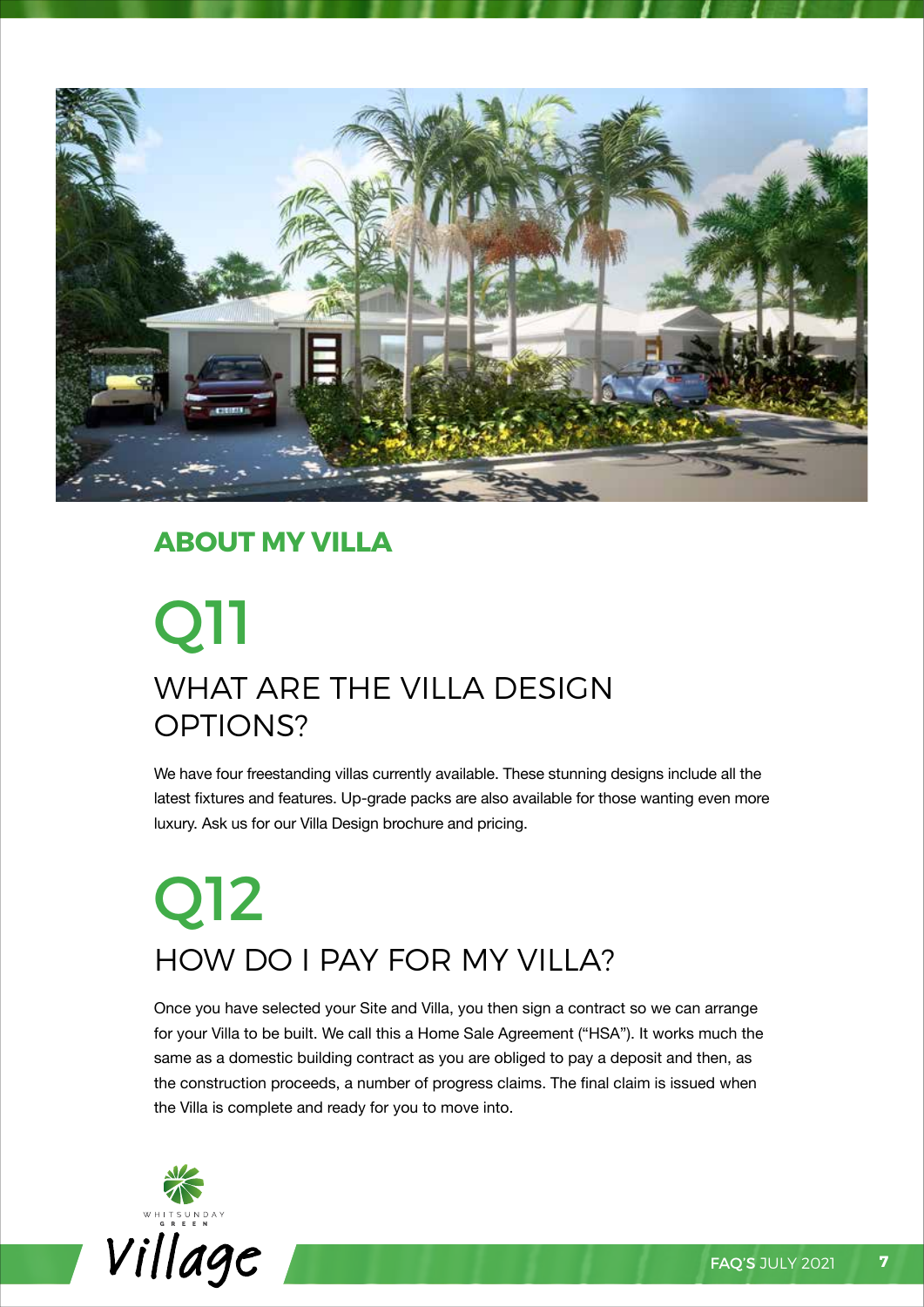## ABOUT MY VILLA

# Q11

## WHAT ARE THE VILLA DESIGN OPTIONS?

We have four freestanding villas currently available. These stunning designs include all the latest fixtures and features. Up-grade packs are also available for those wanting even more luxury. Ask us for our Villa Design brochure and pricing.

# Q12

## HOW DO I PAY FOR MY VILLA?

Once you have selected your Site and Villa, you then sign a contract so we can arrange for your Villa to be built. We call this a Home Sale Agreement ("HSA"). It works much the same as a domestic building contract as you are obliged to pay a deposit and then, as the construction proceeds, a number of progress claims. The final claim is issued when the Villa is complete and ready for you to move into.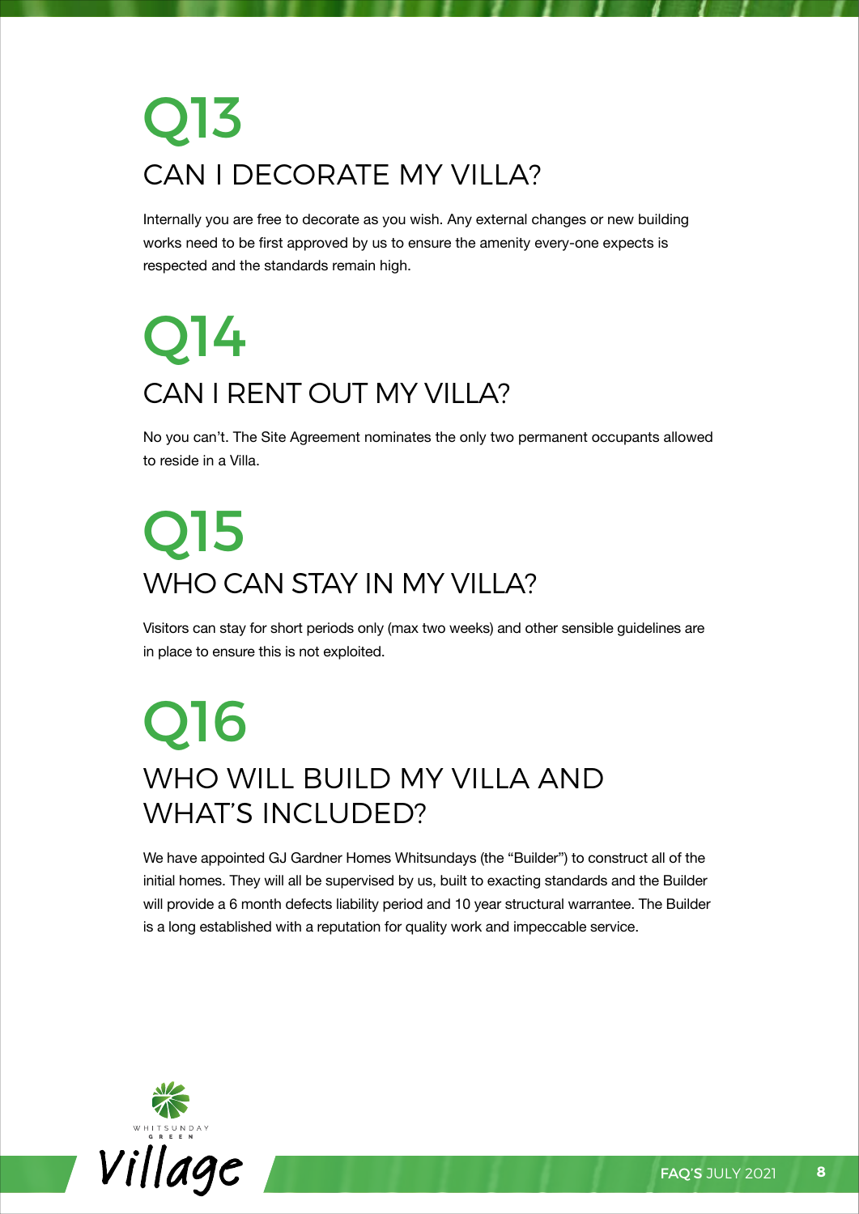# Q13

## CAN I DECORATE MY VILLA?

Internally you are free to decorate as you wish. Any external changes or new building works need to be first approved by us to ensure the amenity every-one expects is respected and the standards remain high.

# Q14

## CAN I RENT OUT MY VILLA?

No you can't. The Site Agreement nominates the only two permanent occupants allowed to reside in a Villa.

# Q15

## WHO CAN STAY IN MY VILLA?

Visitors can stay for short periods only (max two weeks) and other sensible guidelines are in place to ensure this is not exploited.

# Q16

## WHO WILL BUILD MY VILLA AND WHAT'S INCLUDED?

We have appointed GJ Gardner Homes Whitsundays (the "Builder") to construct all of the initial homes. They will all be supervised by us, built to exacting standards and the Builder will provide a 6 month defects liability period and 10 year structural warrantee. The Builder is a long established with a reputation for quality work and impeccable service.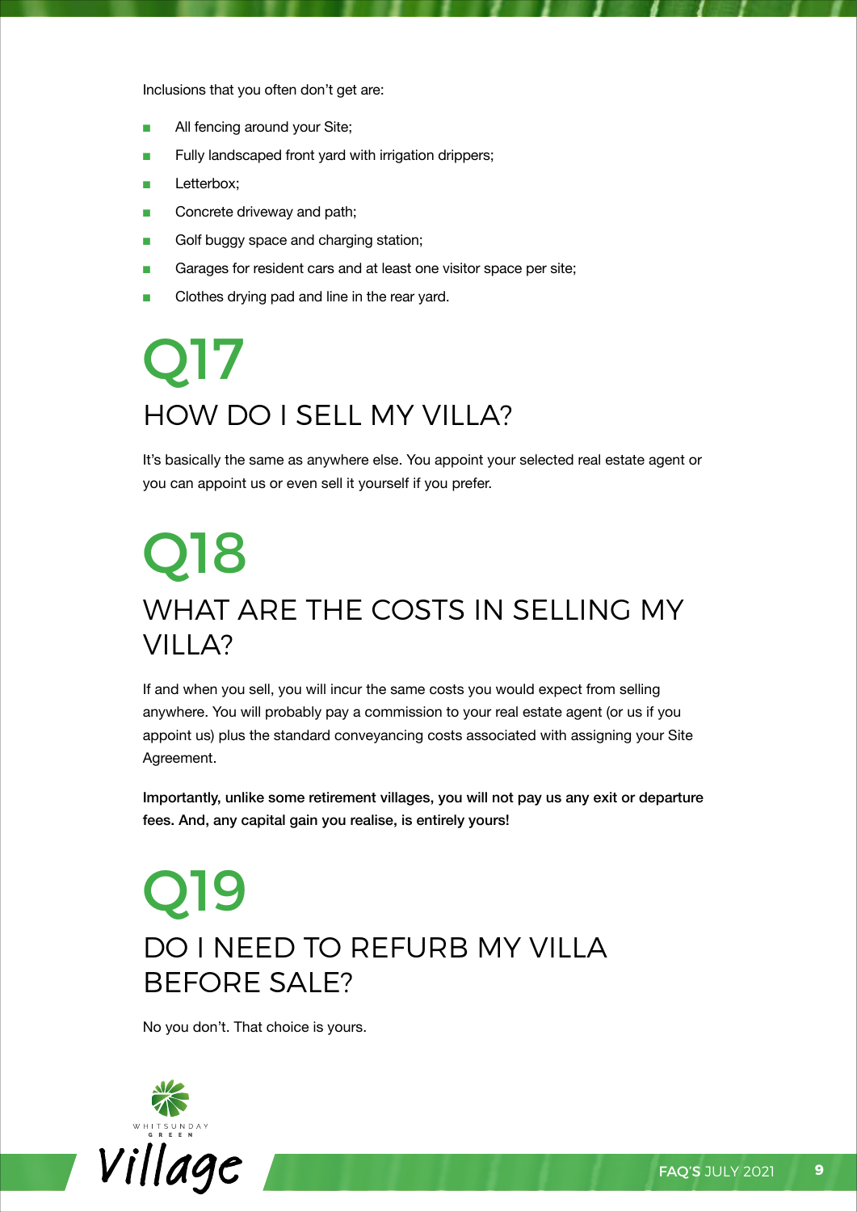Inclusions that you often don't get are:

- All fencing around your Site;
- Fully landscaped front yard with irrigation drippers;
- Letterbox;
- Concrete driveway and path;
- Golf buggy space and charging station;
- Garages for resident cars and at least one visitor space per site;
- Clothes drying pad and line in the rear yard.

# Q17

## HOW DO I SELL MY VILLA?

It's basically the same as anywhere else. You appoint your selected real estate agent or you can appoint us or even sell it yourself if you prefer.

# Q18

## WHAT ARE THE COSTS IN SELLING MY VILLA?

If and when you sell, you will incur the same costs you would expect from selling anywhere. You will probably pay a commission to your real estate agent (or us if you appoint us) plus the standard conveyancing costs associated with assigning your Site Agreement.

**Importantly, unlike some retirement villages, you will not pay us any exit or departure fees. And, any capital gain you realise, is entirely yours!**

# Q19

## DO I NEED TO REFURB MY VILLA BEFORE SALE?

No you don't. That choice is yours.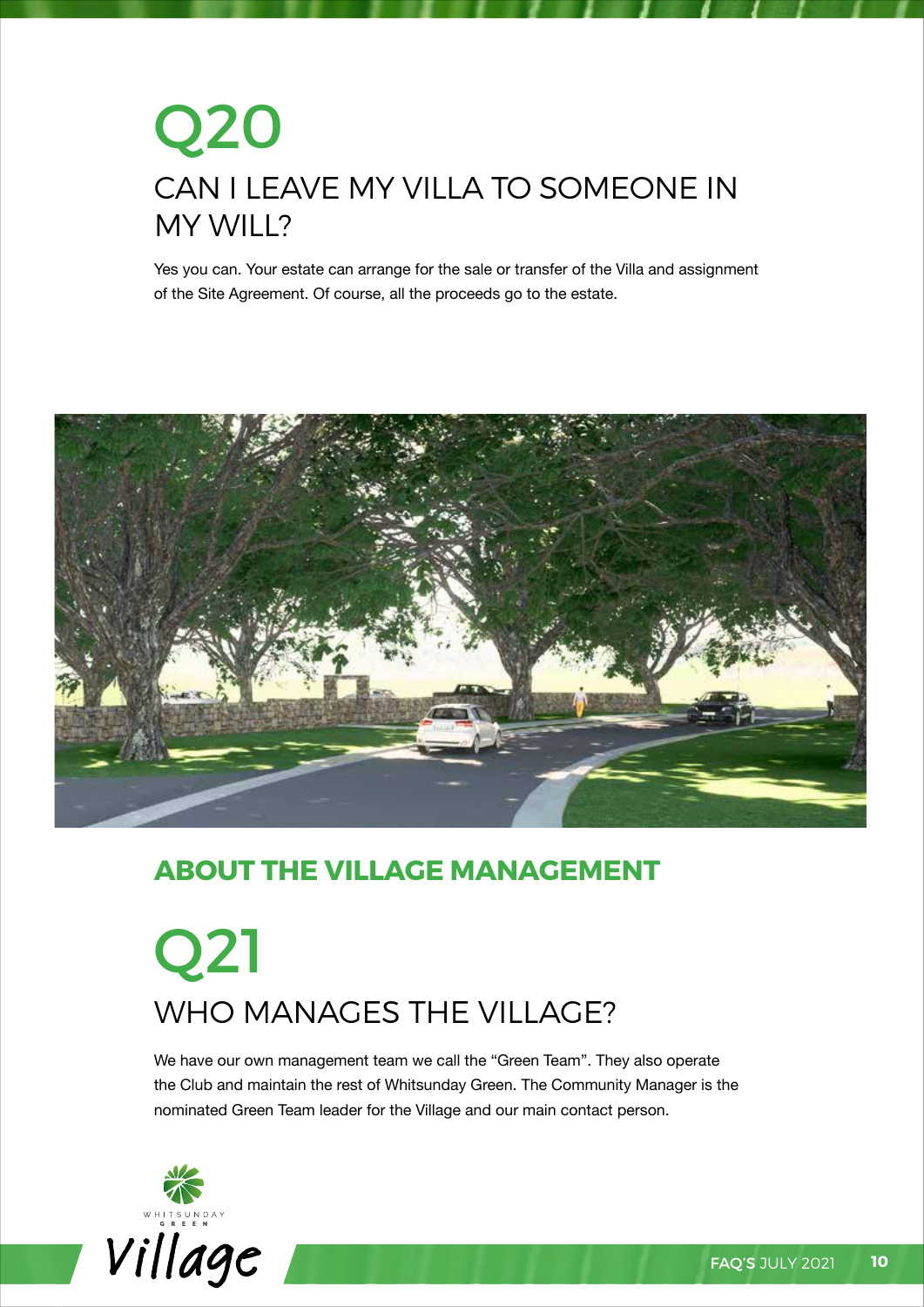# Q20

## CAN I LEAVE MY VILLA TO SOMEONE IN MY WILL?

Yes you can. Your estate can arrange for the sale or transfer of the Villa and assignment of the Site Agreement. Of course, all the proceeds go to the estate.

## ABOUT THE VILLAGE MANAGEMENT

# Q21

## WHO MANAGES THE VILLAGE?

We have our own management team we call the "Green Team". They also operate the Club and maintain the rest of Whitsunday Green. The Community Manager is the nominated Green Team leader for the Village and our main contact person.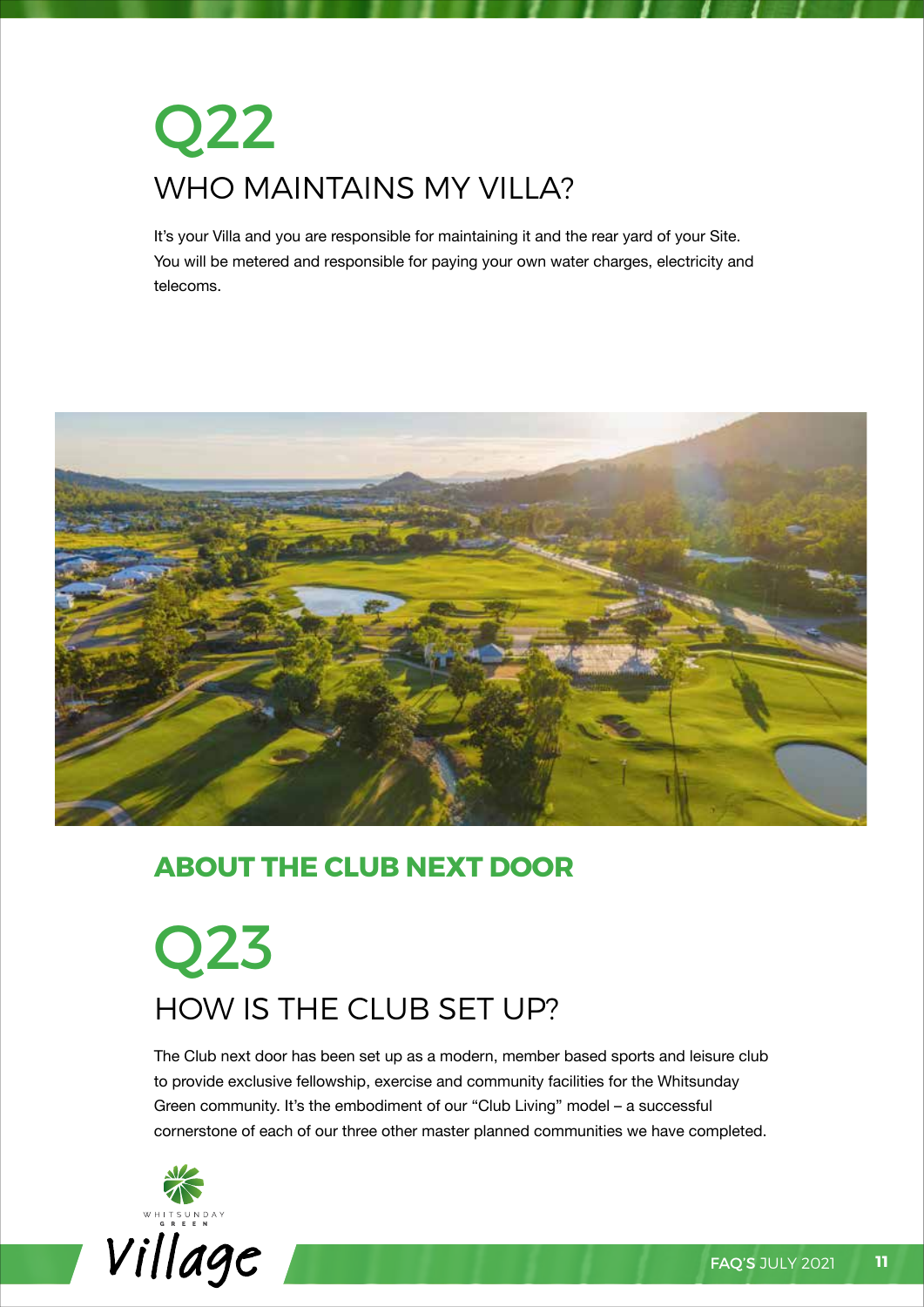# Q22

## WHO MAINTAINS MY VILLA?

It's your Villa and you are responsible for maintaining it and the rear yard of your Site. You will be metered and responsible for paying your own water charges, electricity and telecoms.

## ABOUT THE CLUB NEXT DOOR

# Q23

## HOW IS THE CLUB SET UP?

The Club next door has been set up as a modern, member based sports and leisure club to provide exclusive fellowship, exercise and community facilities for the Whitsunday Green community. It's the embodiment of our "Club Living" model – a successful cornerstone of each of our three other master planned communities we have completed.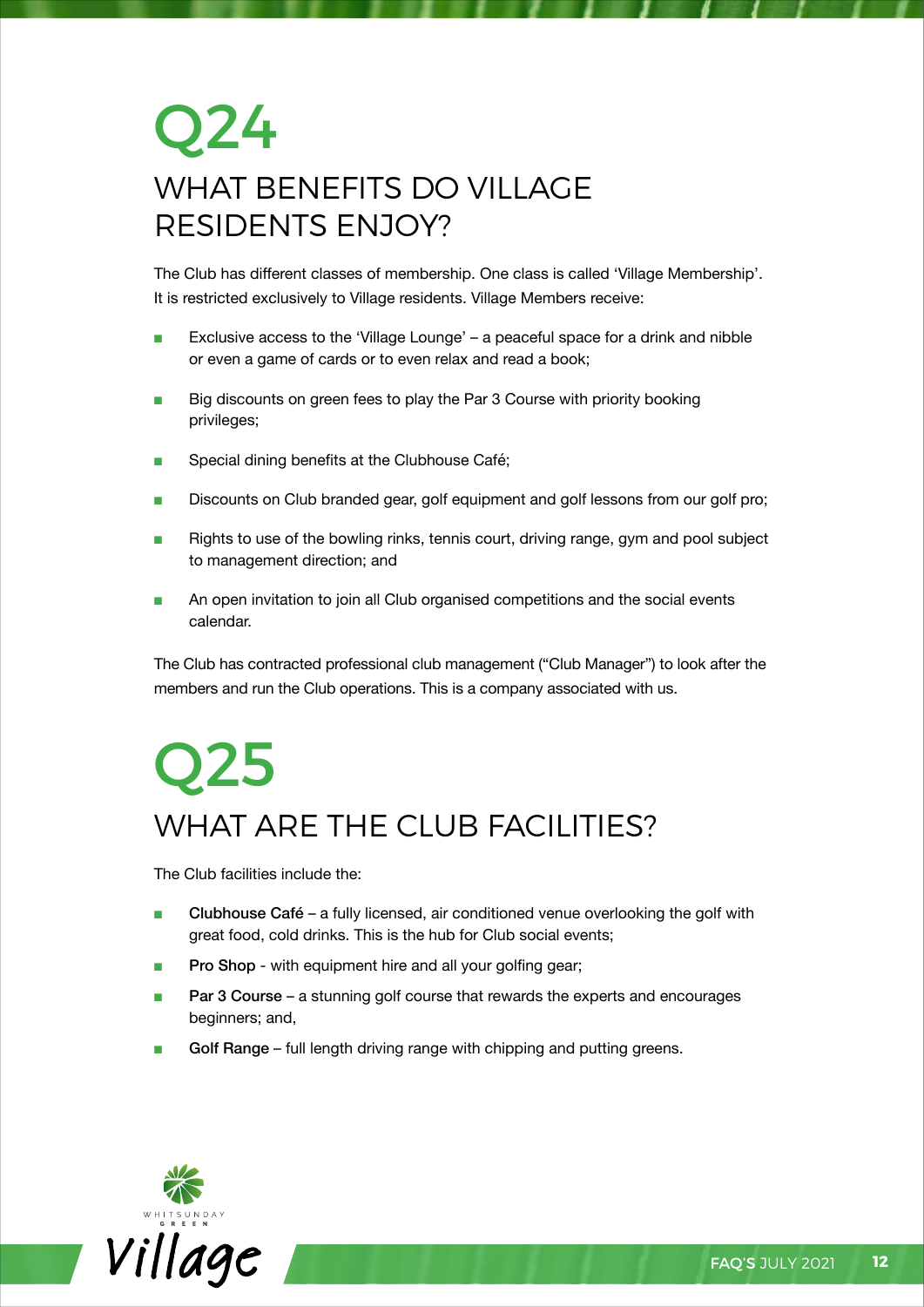# Q24

## WHAT BENEFITS DO VILLAGE RESIDENTS ENJOY?

The Club has different classes of membership. One class is called 'Village Membership'. It is restricted exclusively to Village residents. Village Members receive:

- Exclusive access to the 'Village Lounge' – a peaceful space for a drink and nibble or even a game of cards or to even relax and read a book;
- Big discounts on green fees to play the Par 3 Course with priority booking privileges;
- Special dining benefits at the Clubhouse Café;
- Discounts on Club branded gear, golf equipment and golf lessons from our golf pro;
- Rights to use of the bowling rinks, tennis court, driving range, gym and pool subject to management direction; and
- An open invitation to join all Club organised competitions and the social events calendar.

The Club has contracted professional club management ("Club Manager") to look after the members and run the Club operations. This is a company associated with us.

# Q25

## WHAT ARE THE CLUB FACILITIES?

The Club facilities include the:

- **Clubhouse Café** – a fully licensed, air conditioned venue overlooking the golf with great food, cold drinks. This is the hub for Club social events;
- **Pro Shop** - with equipment hire and all your golfing gear;
- **Par 3 Course** – a stunning golf course that rewards the experts and encourages beginners; and,
- **Golf Range** – full length driving range with chipping and putting greens.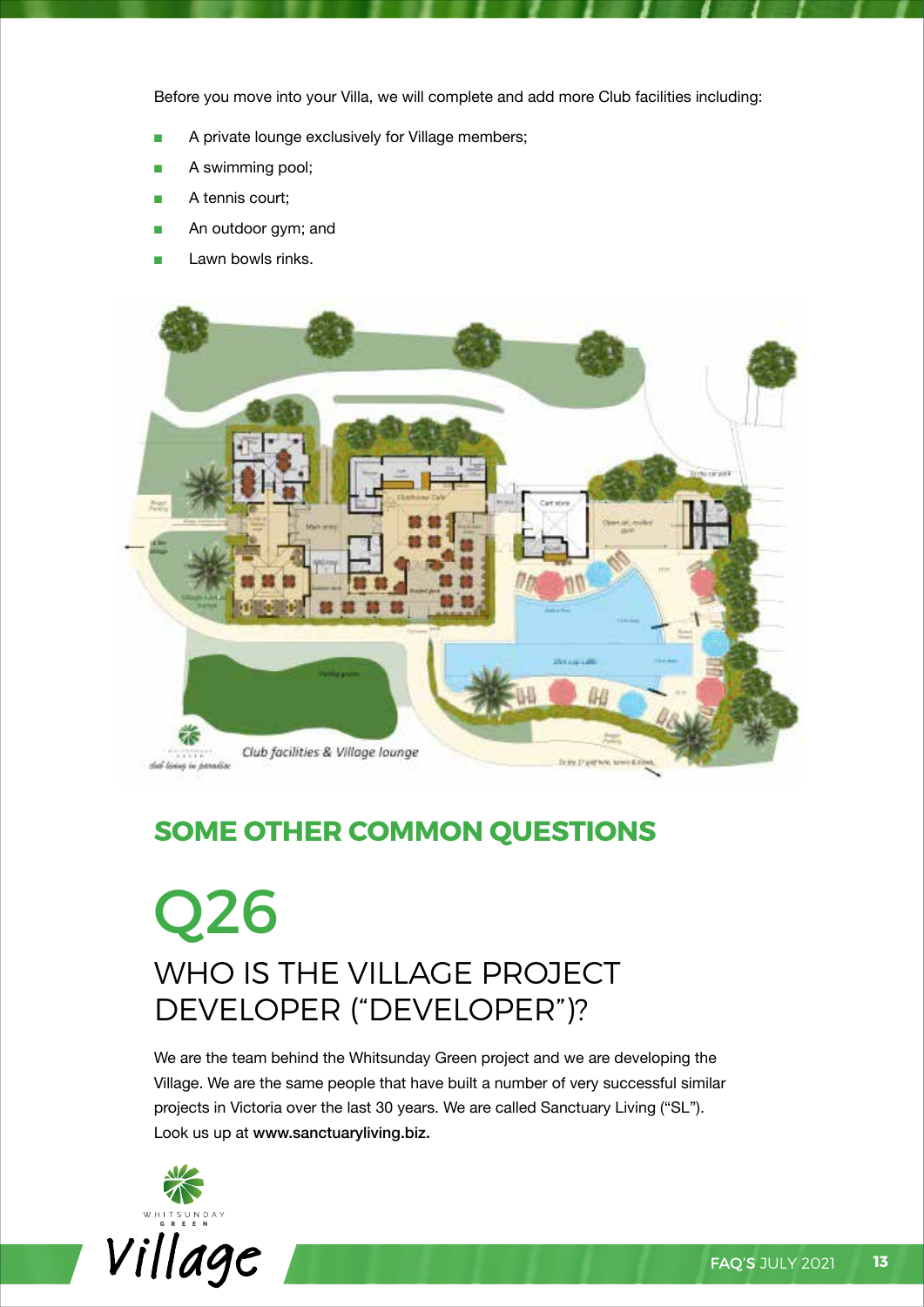Before you move into your Villa, we will complete and add more Club facilities including:

- A private lounge exclusively for Village members;
- A swimming pool;
- A tennis court;
- An outdoor gym; and
- Lawn bowls rinks.

Club facilities & Village lounge

## SOME OTHER COMMON QUESTIONS

# Q26

## WHO IS THE VILLAGE PROJECT DEVELOPER ("DEVELOPER")?

We are the team behind the Whitsunday Green project and we are developing the Village. We are the same people that have built a number of very successful similar projects in Victoria over the last 30 years. We are called Sanctuary Living ("SL"). Look us up at **www.sanctuaryliving.biz.**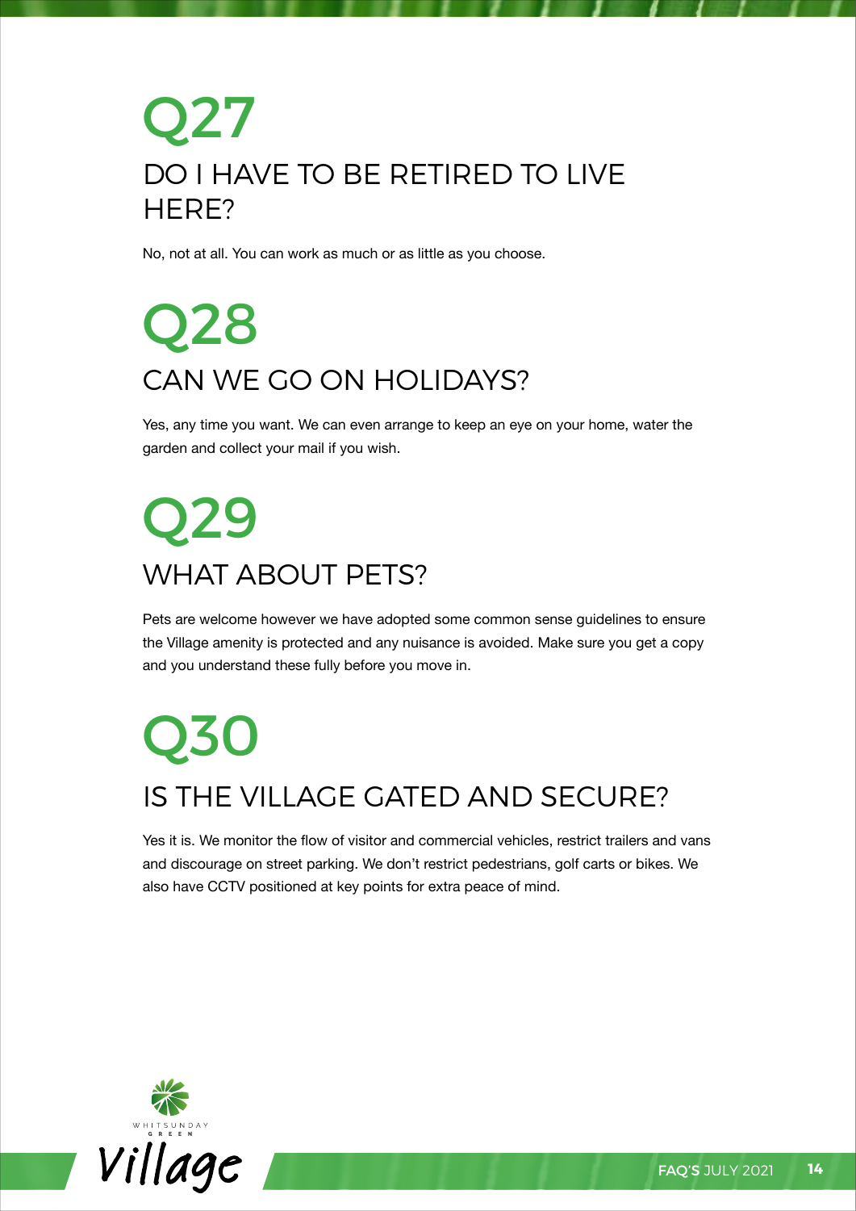# Q27

## DO I HAVE TO BE RETIRED TO LIVE HERE?

No, not at all. You can work as much or as little as you choose.

# Q28

## CAN WE GO ON HOLIDAYS?

Yes, any time you want. We can even arrange to keep an eye on your home, water the garden and collect your mail if you wish.

# Q29

## WHAT ABOUT PETS?

Pets are welcome however we have adopted some common sense guidelines to ensure the Village amenity is protected and any nuisance is avoided. Make sure you get a copy and you understand these fully before you move in.

# Q30

## IS THE VILLAGE GATED AND SECURE?

Yes it is. We monitor the flow of visitor and commercial vehicles, restrict trailers and vans and discourage on street parking. We don't restrict pedestrians, golf carts or bikes. We also have CCTV positioned at key points for extra peace of mind.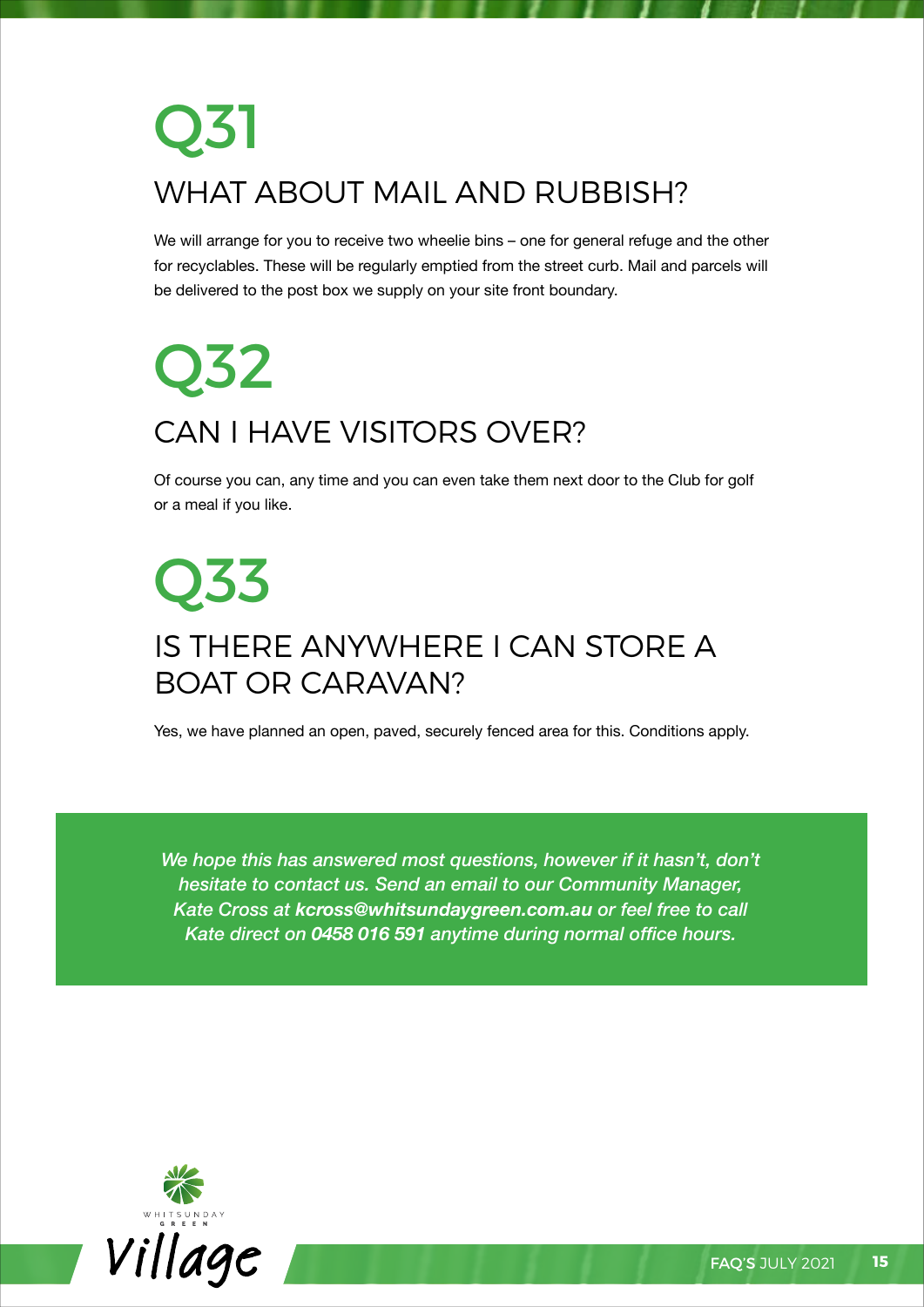# Q31

## WHAT ABOUT MAIL AND RUBBISH?

We will arrange for you to receive two wheelie bins – one for general refuge and the other for recyclables. These will be regularly emptied from the street curb. Mail and parcels will be delivered to the post box we supply on your site front boundary.

# Q32

## CAN I HAVE VISITORS OVER?

Of course you can, any time and you can even take them next door to the Club for golf or a meal if you like.

# Q33

## IS THERE ANYWHERE I CAN STORE A BOAT OR CARAVAN?

Yes, we have planned an open, paved, securely fenced area for this. Conditions apply.

*We hope this has answered most questions, however if it hasn't, don't hesitate to contact us. Send an email to our Community Manager, Kate Cross at* ***kcross@whitsundaygreen.com.au*** *or feel free to call Kate direct on* ***0458 016 591*** *anytime during normal office hours.*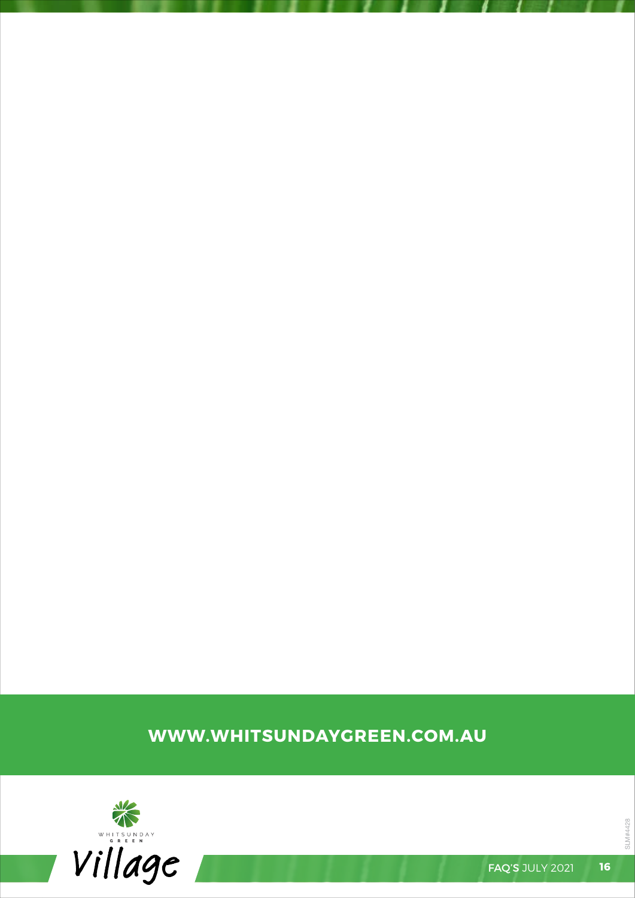**WWW.WHITSUNDAYGREEN.COM.AU**

WHITSUNDAY GREEN Village

SLM#4428